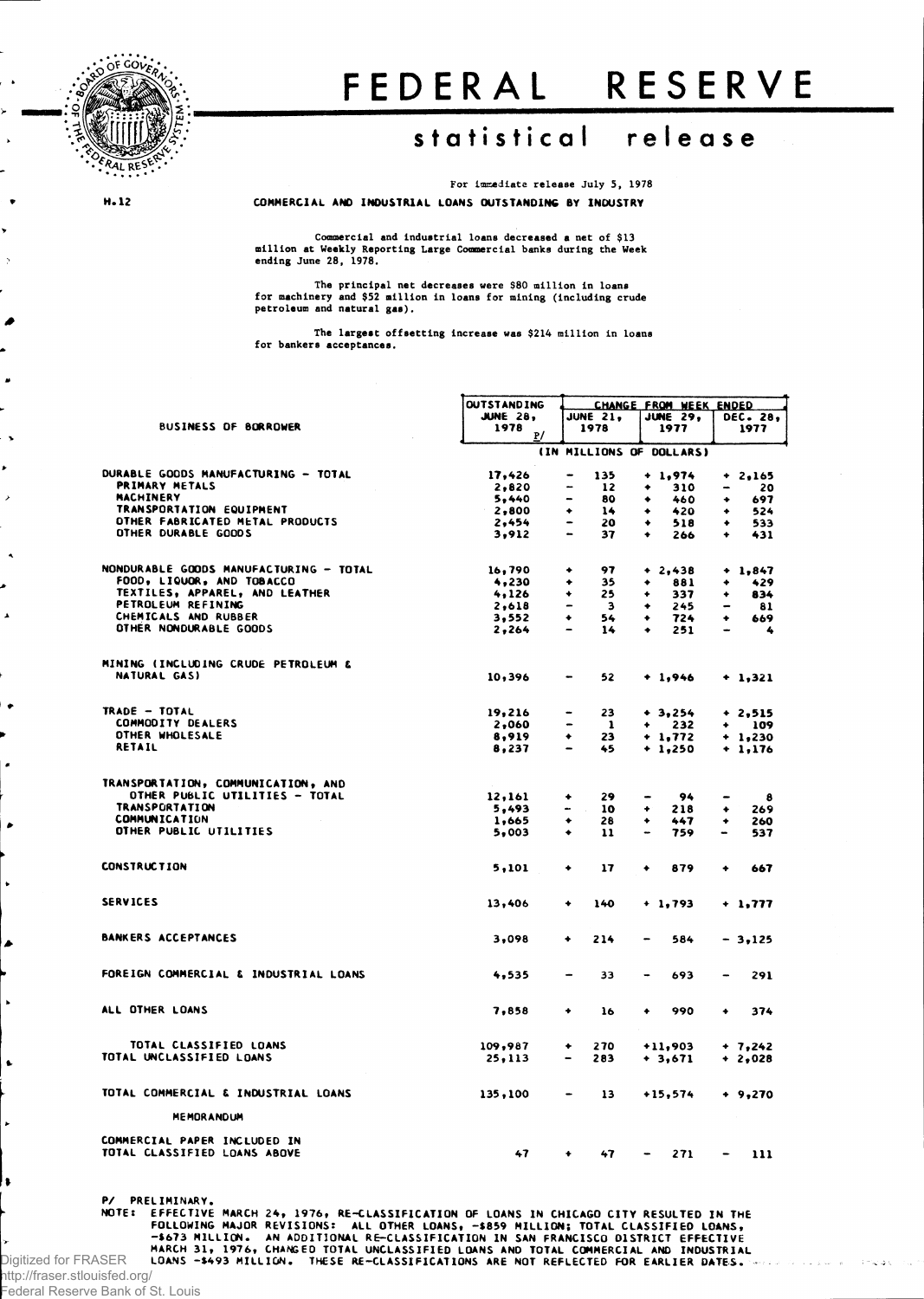# FEDERAL RESERVE

## statistical release

For immediate release July 5, 1978

H.12

**COMMERCIAL AND INDUSTRIAL LOANS OUTSTANDING BY INDUSTRY**

Commercial and industrial loans decreased a net of $13 million at Weekly Reporting Large Commercial banks during the Week ending June 28, 1978.

The principal net decreases were $80 million in loans for machinery and $52 million in loans for mining (including crude petroleum and natural gas).

The largest offsetting increase was $214 million in loans for bankers acceptances.

| BUSINESS OF BORROWER | OUTSTANDING JUNE 28, 1978 P/ | CHANGE FROM WEEK ENDED JUNE 21, 1978 | JUNE 29, 1977 | DEC. 28, 1977 |
|---|---|---|---|---|
| | (IN MILLIONS OF DOLLARS) | | | |
| DURABLE GOODS MANUFACTURING - TOTAL | 17,426 | - 135 | + 1,974 | + 2,165 |
| PRIMARY METALS | 2,820 | - 12 | + 310 | - 20 |
| MACHINERY | 5,440 | - 80 | + 460 | + 697 |
| TRANSPORTATION EQUIPMENT | 2,800 | + 14 | + 420 | + 524 |
| OTHER FABRICATED METAL PRODUCTS | 2,454 | - 20 | + 518 | + 533 |
| OTHER DURABLE GOODS | 3,912 | - 37 | + 266 | + 431 |
| NONDURABLE GOODS MANUFACTURING - TOTAL | 16,790 | + 97 | + 2,438 | + 1,847 |
| FOOD, LIQUOR, AND TOBACCO | 4,230 | + 35 | + 881 | + 429 |
| TEXTILES, APPAREL, AND LEATHER | 4,126 | + 25 | + 337 | + 834 |
| PETROLEUM REFINING | 2,618 | - 3 | + 245 | - 81 |
| CHEMICALS AND RUBBER | 3,552 | + 54 | + 724 | + 669 |
| OTHER NONDURABLE GOODS | 2,264 | - 14 | + 251 | - 4 |
| MINING (INCLUDING CRUDE PETROLEUM & NATURAL GAS) | 10,396 | - 52 | + 1,946 | + 1,321 |
| TRADE - TOTAL | 19,216 | - 23 | + 3,254 | + 2,515 |
| COMMODITY DEALERS | 2,060 | - 1 | + 232 | + 109 |
| OTHER WHOLESALE | 8,919 | + 23 | + 1,772 | + 1,230 |
| RETAIL | 8,237 | - 45 | + 1,250 | + 1,176 |
| TRANSPORTATION, COMMUNICATION, AND OTHER PUBLIC UTILITIES - TOTAL | 12,161 | + 29 | - 94 | - 8 |
| TRANSPORTATION | 5,493 | - 10 | + 218 | + 269 |
| COMMUNICATION | 1,665 | + 28 | + 447 | + 260 |
| OTHER PUBLIC UTILITIES | 5,003 | + 11 | - 759 | - 537 |
| CONSTRUCTION | 5,101 | + 17 | + 879 | + 667 |
| SERVICES | 13,406 | + 140 | + 1,793 | + 1,777 |
| BANKERS ACCEPTANCES | 3,098 | + 214 | - 584 | - 3,125 |
| FOREIGN COMMERCIAL & INDUSTRIAL LOANS | 4,535 | - 33 | - 693 | - 291 |
| ALL OTHER LOANS | 7,858 | + 16 | + 990 | + 374 |
| TOTAL CLASSIFIED LOANS | 109,987 | + 270 | +11,903 | + 7,242 |
| TOTAL UNCLASSIFIED LOANS | 25,113 | - 283 | + 3,671 | + 2,028 |
| TOTAL COMMERCIAL & INDUSTRIAL LOANS | 135,100 | - 13 | +15,574 | + 9,270 |
| MEMORANDUM | | | | |
| COMMERCIAL PAPER INCLUDED IN TOTAL CLASSIFIED LOANS ABOVE | 47 | + 47 | - 271 | - 111 |

P/ PRELIMINARY.

NOTE: EFFECTIVE MARCH 24, 1976, RE-CLASSIFICATION OF LOANS IN CHICAGO CITY RESULTED IN THE FOLLOWING MAJOR REVISIONS: ALL OTHER LOANS, -$859 MILLION; TOTAL CLASSIFIED LOANS, -$673 MILLION. AN ADDITIONAL RE-CLASSIFICATION IN SAN FRANCISCO DISTRICT EFFECTIVE MARCH 31, 1976, CHANGED TOTAL UNCLASSIFIED LOANS AND TOTAL COMMERCIAL AND INDUSTRIAL LOANS -$493 MILLION. THESE RE-CLASSIFICATIONS ARE NOT REFLECTED FOR EARLIER DATES.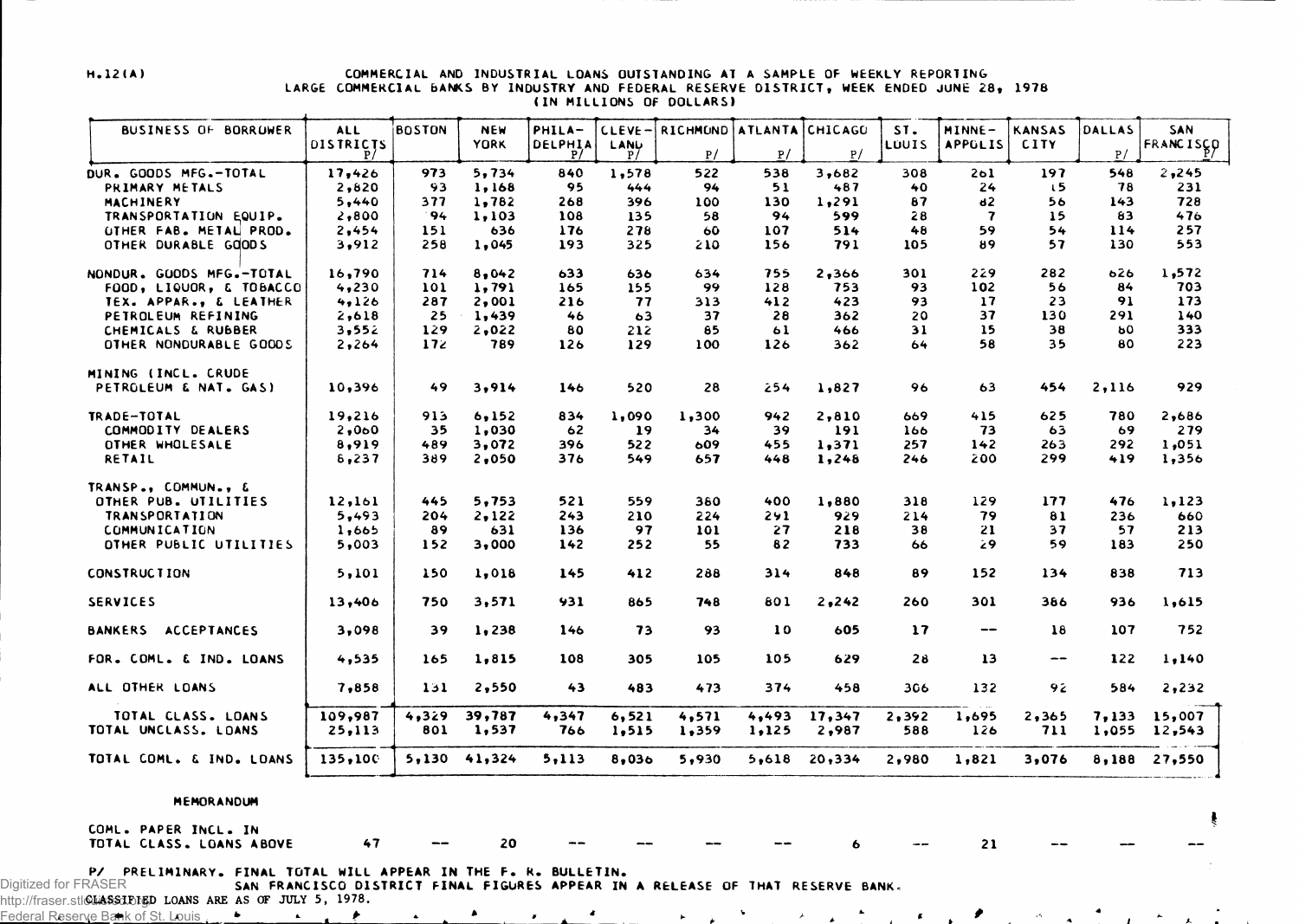H.12(A)

# COMMERCIAL AND INDUSTRIAL LOANS OUTSTANDING AT A SAMPLE OF WEEKLY REPORTING LARGE COMMERCIAL BANKS BY INDUSTRY AND FEDERAL RESERVE DISTRICT, WEEK ENDED JUNE 28, 1978

(IN MILLIONS OF DOLLARS)

| BUSINESS OF BORROWER | ALL DISTRICTS P/ | BOSTON | NEW YORK | PHILA-DELPHIA P/ | CLEVE-LAND P/ | RICHMOND P/ | ATLANTA P/ | CHICAGO P/ | ST. LOUIS | MINNE-APPOLIS | KANSAS CITY | DALLAS P/ | SAN FRANCISCO P/ |
|---|---|---|---|---|---|---|---|---|---|---|---|---|---|
| DUR. GOODS MFG.-TOTAL | 17,426 | 973 | 5,734 | 840 | 1,578 | 522 | 538 | 3,682 | 308 | 261 | 197 | 548 | 2,245 |
| PRIMARY METALS | 2,820 | 93 | 1,168 | 95 | 444 | 94 | 51 | 487 | 40 | 24 | 15 | 78 | 231 |
| MACHINERY | 5,440 | 377 | 1,782 | 268 | 396 | 100 | 130 | 1,291 | 87 | 82 | 56 | 143 | 728 |
| TRANSPORTATION EQUIP. | 2,800 | 94 | 1,103 | 108 | 135 | 58 | 94 | 599 | 28 | 7 | 15 | 83 | 476 |
| OTHER FAB. METAL PROD. | 2,454 | 151 | 636 | 176 | 278 | 60 | 107 | 514 | 48 | 59 | 54 | 114 | 257 |
| OTHER DURABLE GOODS | 3,912 | 258 | 1,045 | 193 | 325 | 210 | 156 | 791 | 105 | 89 | 57 | 130 | 553 |
| NONDUR. GOODS MFG.-TOTAL | 16,790 | 714 | 8,042 | 633 | 636 | 634 | 755 | 2,366 | 301 | 229 | 282 | 626 | 1,572 |
| FOOD, LIQUOR, & TOBACCO | 4,230 | 101 | 1,791 | 165 | 155 | 99 | 128 | 753 | 93 | 102 | 56 | 84 | 703 |
| TEX., APPAR., & LEATHER | 4,126 | 287 | 2,001 | 216 | 77 | 313 | 412 | 423 | 93 | 17 | 23 | 91 | 173 |
| PETROLEUM REFINING | 2,618 | 25 | 1,439 | 46 | 63 | 37 | 28 | 362 | 20 | 37 | 130 | 291 | 140 |
| CHEMICALS & RUBBER | 3,552 | 129 | 2,022 | 80 | 212 | 85 | 61 | 466 | 31 | 15 | 38 | 60 | 333 |
| OTHER NONDURABLE GOODS | 2,264 | 172 | 789 | 126 | 129 | 100 | 126 | 362 | 64 | 58 | 35 | 80 | 223 |
| MINING (INCL. CRUDE PETROLEUM & NAT. GAS) | 10,396 | 49 | 3,914 | 146 | 520 | 28 | 254 | 1,827 | 96 | 63 | 454 | 2,116 | 929 |
| TRADE-TOTAL | 19,216 | 913 | 6,152 | 834 | 1,090 | 1,300 | 942 | 2,810 | 669 | 415 | 625 | 780 | 2,686 |
| COMMODITY DEALERS | 2,060 | 35 | 1,030 | 62 | 19 | 34 | 39 | 191 | 166 | 73 | 63 | 69 | 279 |
| OTHER WHOLESALE | 8,919 | 489 | 3,072 | 396 | 522 | 609 | 455 | 1,371 | 257 | 142 | 263 | 292 | 1,051 |
| RETAIL | 8,237 | 389 | 2,050 | 376 | 549 | 657 | 448 | 1,248 | 246 | 200 | 299 | 419 | 1,356 |
| TRANSP., COMMUN., & OTHER PUB. UTILITIES | 12,161 | 445 | 5,753 | 521 | 559 | 380 | 400 | 1,880 | 318 | 129 | 177 | 476 | 1,123 |
| TRANSPORTATION | 5,493 | 204 | 2,122 | 243 | 210 | 224 | 291 | 929 | 214 | 79 | 81 | 236 | 660 |
| COMMUNICATION | 1,665 | 89 | 631 | 136 | 97 | 101 | 27 | 218 | 38 | 21 | 37 | 57 | 213 |
| OTHER PUBLIC UTILITIES | 5,003 | 152 | 3,000 | 142 | 252 | 55 | 82 | 733 | 66 | 29 | 59 | 183 | 250 |
| CONSTRUCTION | 5,101 | 150 | 1,018 | 145 | 412 | 288 | 314 | 848 | 89 | 152 | 134 | 838 | 713 |
| SERVICES | 13,406 | 750 | 3,571 | 931 | 865 | 748 | 801 | 2,242 | 260 | 301 | 386 | 936 | 1,615 |
| BANKERS ACCEPTANCES | 3,098 | 39 | 1,238 | 146 | 73 | 93 | 10 | 605 | 17 | -- | 18 | 107 | 752 |
| FOR. COML. & IND. LOANS | 4,535 | 165 | 1,815 | 108 | 305 | 105 | 105 | 629 | 28 | 13 | -- | 122 | 1,140 |
| ALL OTHER LOANS | 7,858 | 131 | 2,550 | 43 | 483 | 473 | 374 | 458 | 306 | 132 | 92 | 584 | 2,232 |
| TOTAL CLASS. LOANS | 109,987 | 4,329 | 39,787 | 4,347 | 6,521 | 4,571 | 4,493 | 17,347 | 2,392 | 1,695 | 2,365 | 7,133 | 15,007 |
| TOTAL UNCLASS. LOANS | 25,113 | 801 | 1,537 | 766 | 1,515 | 1,359 | 1,125 | 2,987 | 588 | 126 | 711 | 1,055 | 12,543 |
| TOTAL COML. & IND. LOANS | 135,100 | 5,130 | 41,324 | 5,113 | 8,036 | 5,930 | 5,618 | 20,334 | 2,980 | 1,821 | 3,076 | 8,188 | 27,550 |
| **MEMORANDUM** | | | | | | | | | | | | | |
| COML. PAPER INCL. IN TOTAL CLASS. LOANS ABOVE | 47 | -- | 20 | -- | -- | -- | -- | 6 | -- | 21 | -- | -- | -- |

P/ PRELIMINARY. FINAL TOTAL WILL APPEAR IN THE F. R. BULLETIN.
SAN FRANCISCO DISTRICT FINAL FIGURES APPEAR IN A RELEASE OF THAT RESERVE BANK.
CLASSIFIED LOANS ARE AS OF JULY 5, 1978.